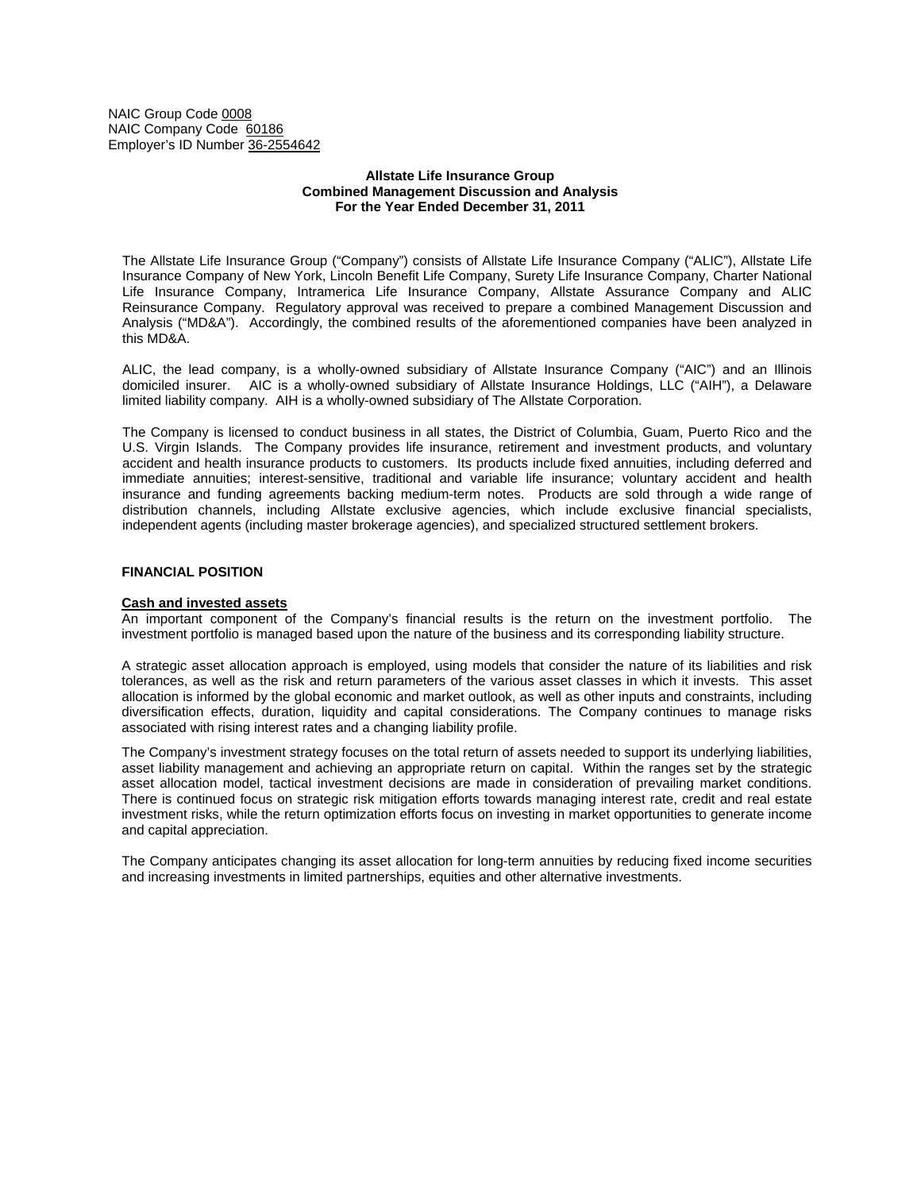NAIC Group Code 0008
NAIC Company Code 60186
Employer's ID Number 36-2554642

**Allstate Life Insurance Group**
**Combined Management Discussion and Analysis**
**For the Year Ended December 31, 2011**

The Allstate Life Insurance Group ("Company") consists of Allstate Life Insurance Company ("ALIC"), Allstate Life Insurance Company of New York, Lincoln Benefit Life Company, Surety Life Insurance Company, Charter National Life Insurance Company, Intramerica Life Insurance Company, Allstate Assurance Company and ALIC Reinsurance Company. Regulatory approval was received to prepare a combined Management Discussion and Analysis ("MD&A"). Accordingly, the combined results of the aforementioned companies have been analyzed in this MD&A.

ALIC, the lead company, is a wholly-owned subsidiary of Allstate Insurance Company ("AIC") and an Illinois domiciled insurer. AIC is a wholly-owned subsidiary of Allstate Insurance Holdings, LLC ("AIH"), a Delaware limited liability company. AIH is a wholly-owned subsidiary of The Allstate Corporation.

The Company is licensed to conduct business in all states, the District of Columbia, Guam, Puerto Rico and the U.S. Virgin Islands. The Company provides life insurance, retirement and investment products, and voluntary accident and health insurance products to customers. Its products include fixed annuities, including deferred and immediate annuities; interest-sensitive, traditional and variable life insurance; voluntary accident and health insurance and funding agreements backing medium-term notes. Products are sold through a wide range of distribution channels, including Allstate exclusive agencies, which include exclusive financial specialists, independent agents (including master brokerage agencies), and specialized structured settlement brokers.

## FINANCIAL POSITION

### Cash and invested assets

An important component of the Company's financial results is the return on the investment portfolio. The investment portfolio is managed based upon the nature of the business and its corresponding liability structure.

A strategic asset allocation approach is employed, using models that consider the nature of its liabilities and risk tolerances, as well as the risk and return parameters of the various asset classes in which it invests. This asset allocation is informed by the global economic and market outlook, as well as other inputs and constraints, including diversification effects, duration, liquidity and capital considerations. The Company continues to manage risks associated with rising interest rates and a changing liability profile.

The Company's investment strategy focuses on the total return of assets needed to support its underlying liabilities, asset liability management and achieving an appropriate return on capital. Within the ranges set by the strategic asset allocation model, tactical investment decisions are made in consideration of prevailing market conditions. There is continued focus on strategic risk mitigation efforts towards managing interest rate, credit and real estate investment risks, while the return optimization efforts focus on investing in market opportunities to generate income and capital appreciation.

The Company anticipates changing its asset allocation for long-term annuities by reducing fixed income securities and increasing investments in limited partnerships, equities and other alternative investments.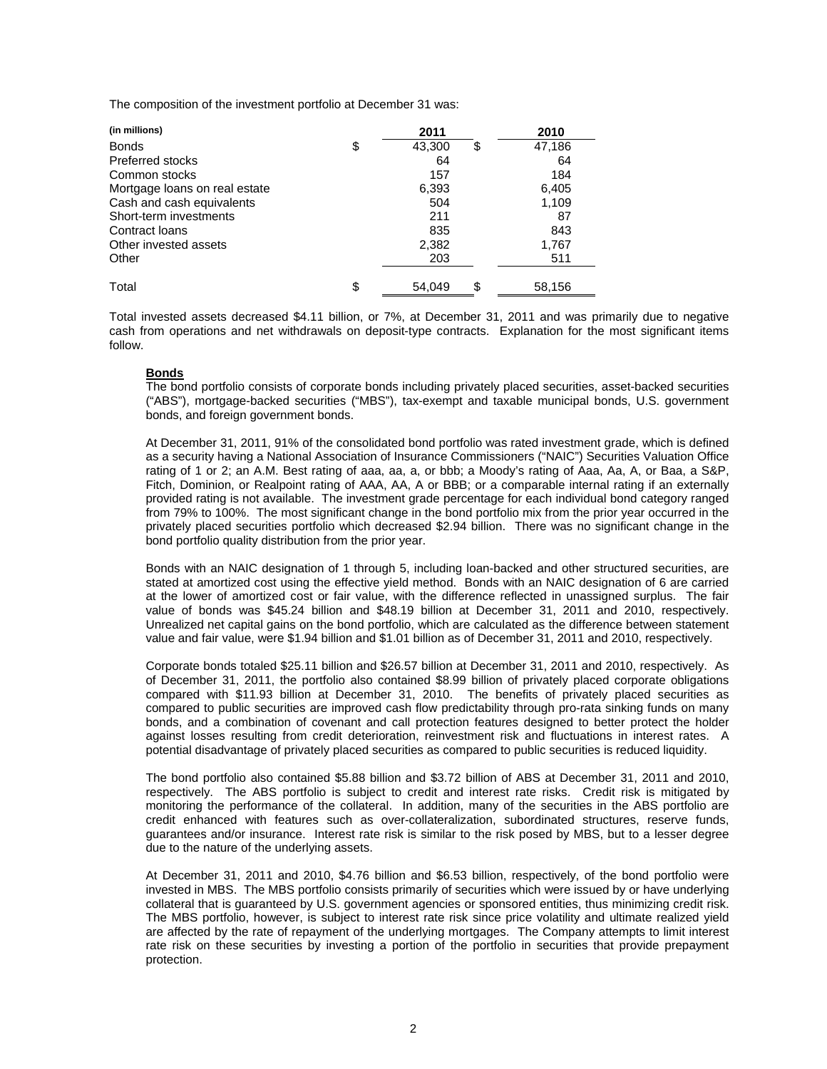The composition of the investment portfolio at December 31 was:

| (in millions) | 2011 | 2010 |
|---|---|---|
| Bonds | $ 43,300 | $ 47,186 |
| Preferred stocks | 64 | 64 |
| Common stocks | 157 | 184 |
| Mortgage loans on real estate | 6,393 | 6,405 |
| Cash and cash equivalents | 504 | 1,109 |
| Short-term investments | 211 | 87 |
| Contract loans | 835 | 843 |
| Other invested assets | 2,382 | 1,767 |
| Other | 203 | 511 |
| Total | $ 54,049 | $ 58,156 |

Total invested assets decreased $4.11 billion, or 7%, at December 31, 2011 and was primarily due to negative cash from operations and net withdrawals on deposit-type contracts. Explanation for the most significant items follow.

**Bonds**

The bond portfolio consists of corporate bonds including privately placed securities, asset-backed securities ("ABS"), mortgage-backed securities ("MBS"), tax-exempt and taxable municipal bonds, U.S. government bonds, and foreign government bonds.

At December 31, 2011, 91% of the consolidated bond portfolio was rated investment grade, which is defined as a security having a National Association of Insurance Commissioners ("NAIC") Securities Valuation Office rating of 1 or 2; an A.M. Best rating of aaa, aa, a, or bbb; a Moody's rating of Aaa, Aa, A, or Baa, a S&P, Fitch, Dominion, or Realpoint rating of AAA, AA, A or BBB; or a comparable internal rating if an externally provided rating is not available. The investment grade percentage for each individual bond category ranged from 79% to 100%. The most significant change in the bond portfolio mix from the prior year occurred in the privately placed securities portfolio which decreased $2.94 billion. There was no significant change in the bond portfolio quality distribution from the prior year.

Bonds with an NAIC designation of 1 through 5, including loan-backed and other structured securities, are stated at amortized cost using the effective yield method. Bonds with an NAIC designation of 6 are carried at the lower of amortized cost or fair value, with the difference reflected in unassigned surplus. The fair value of bonds was $45.24 billion and $48.19 billion at December 31, 2011 and 2010, respectively. Unrealized net capital gains on the bond portfolio, which are calculated as the difference between statement value and fair value, were $1.94 billion and $1.01 billion as of December 31, 2011 and 2010, respectively.

Corporate bonds totaled $25.11 billion and $26.57 billion at December 31, 2011 and 2010, respectively. As of December 31, 2011, the portfolio also contained $8.99 billion of privately placed corporate obligations compared with $11.93 billion at December 31, 2010. The benefits of privately placed securities as compared to public securities are improved cash flow predictability through pro-rata sinking funds on many bonds, and a combination of covenant and call protection features designed to better protect the holder against losses resulting from credit deterioration, reinvestment risk and fluctuations in interest rates. A potential disadvantage of privately placed securities as compared to public securities is reduced liquidity.

The bond portfolio also contained $5.88 billion and $3.72 billion of ABS at December 31, 2011 and 2010, respectively. The ABS portfolio is subject to credit and interest rate risks. Credit risk is mitigated by monitoring the performance of the collateral. In addition, many of the securities in the ABS portfolio are credit enhanced with features such as over-collateralization, subordinated structures, reserve funds, guarantees and/or insurance. Interest rate risk is similar to the risk posed by MBS, but to a lesser degree due to the nature of the underlying assets.

At December 31, 2011 and 2010, $4.76 billion and $6.53 billion, respectively, of the bond portfolio were invested in MBS. The MBS portfolio consists primarily of securities which were issued by or have underlying collateral that is guaranteed by U.S. government agencies or sponsored entities, thus minimizing credit risk. The MBS portfolio, however, is subject to interest rate risk since price volatility and ultimate realized yield are affected by the rate of repayment of the underlying mortgages. The Company attempts to limit interest rate risk on these securities by investing a portion of the portfolio in securities that provide prepayment protection.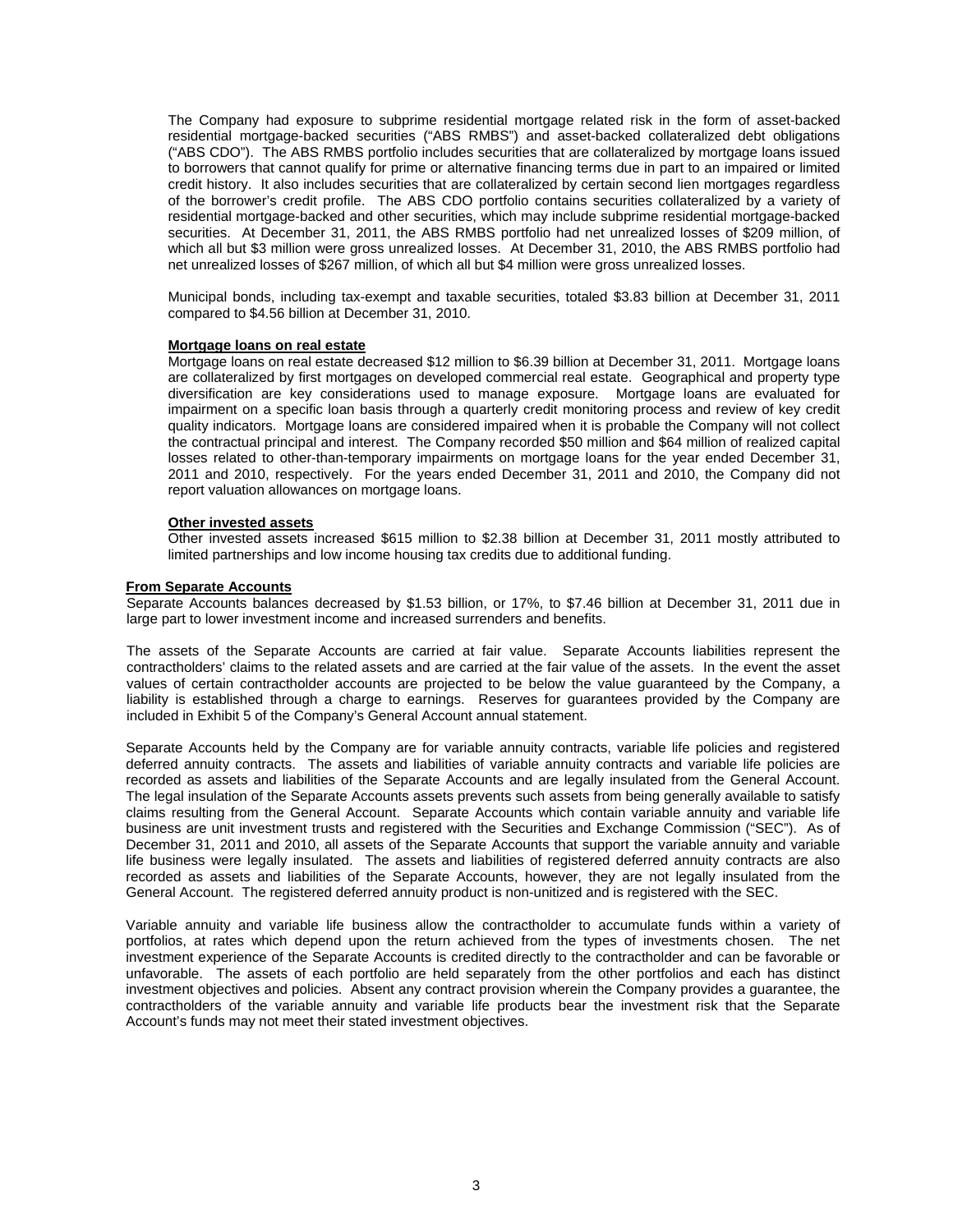The Company had exposure to subprime residential mortgage related risk in the form of asset-backed residential mortgage-backed securities ("ABS RMBS") and asset-backed collateralized debt obligations ("ABS CDO"). The ABS RMBS portfolio includes securities that are collateralized by mortgage loans issued to borrowers that cannot qualify for prime or alternative financing terms due in part to an impaired or limited credit history. It also includes securities that are collateralized by certain second lien mortgages regardless of the borrower's credit profile. The ABS CDO portfolio contains securities collateralized by a variety of residential mortgage-backed and other securities, which may include subprime residential mortgage-backed securities. At December 31, 2011, the ABS RMBS portfolio had net unrealized losses of $209 million, of which all but $3 million were gross unrealized losses. At December 31, 2010, the ABS RMBS portfolio had net unrealized losses of $267 million, of which all but $4 million were gross unrealized losses.

Municipal bonds, including tax-exempt and taxable securities, totaled $3.83 billion at December 31, 2011 compared to $4.56 billion at December 31, 2010.

**Mortgage loans on real estate**

Mortgage loans on real estate decreased $12 million to $6.39 billion at December 31, 2011. Mortgage loans are collateralized by first mortgages on developed commercial real estate. Geographical and property type diversification are key considerations used to manage exposure. Mortgage loans are evaluated for impairment on a specific loan basis through a quarterly credit monitoring process and review of key credit quality indicators. Mortgage loans are considered impaired when it is probable the Company will not collect the contractual principal and interest. The Company recorded $50 million and $64 million of realized capital losses related to other-than-temporary impairments on mortgage loans for the year ended December 31, 2011 and 2010, respectively. For the years ended December 31, 2011 and 2010, the Company did not report valuation allowances on mortgage loans.

**Other invested assets**

Other invested assets increased $615 million to $2.38 billion at December 31, 2011 mostly attributed to limited partnerships and low income housing tax credits due to additional funding.

**From Separate Accounts**

Separate Accounts balances decreased by $1.53 billion, or 17%, to $7.46 billion at December 31, 2011 due in large part to lower investment income and increased surrenders and benefits.

The assets of the Separate Accounts are carried at fair value. Separate Accounts liabilities represent the contractholders' claims to the related assets and are carried at the fair value of the assets. In the event the asset values of certain contractholder accounts are projected to be below the value guaranteed by the Company, a liability is established through a charge to earnings. Reserves for guarantees provided by the Company are included in Exhibit 5 of the Company's General Account annual statement.

Separate Accounts held by the Company are for variable annuity contracts, variable life policies and registered deferred annuity contracts. The assets and liabilities of variable annuity contracts and variable life policies are recorded as assets and liabilities of the Separate Accounts and are legally insulated from the General Account. The legal insulation of the Separate Accounts assets prevents such assets from being generally available to satisfy claims resulting from the General Account. Separate Accounts which contain variable annuity and variable life business are unit investment trusts and registered with the Securities and Exchange Commission ("SEC"). As of December 31, 2011 and 2010, all assets of the Separate Accounts that support the variable annuity and variable life business were legally insulated. The assets and liabilities of registered deferred annuity contracts are also recorded as assets and liabilities of the Separate Accounts, however, they are not legally insulated from the General Account. The registered deferred annuity product is non-unitized and is registered with the SEC.

Variable annuity and variable life business allow the contractholder to accumulate funds within a variety of portfolios, at rates which depend upon the return achieved from the types of investments chosen. The net investment experience of the Separate Accounts is credited directly to the contractholder and can be favorable or unfavorable. The assets of each portfolio are held separately from the other portfolios and each has distinct investment objectives and policies. Absent any contract provision wherein the Company provides a guarantee, the contractholders of the variable annuity and variable life products bear the investment risk that the Separate Account's funds may not meet their stated investment objectives.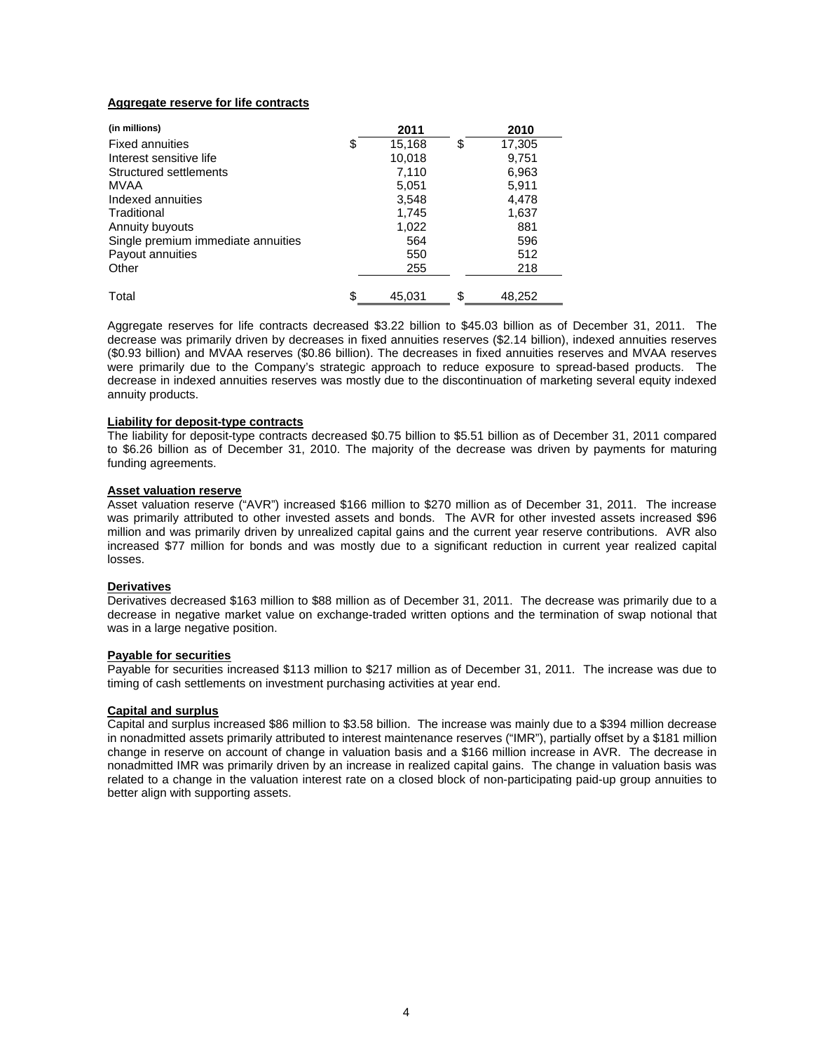**Aggregate reserve for life contracts**

| (in millions) | 2011 | 2010 |
|---|---|---|
| Fixed annuities | $ 15,168 | $ 17,305 |
| Interest sensitive life | 10,018 | 9,751 |
| Structured settlements | 7,110 | 6,963 |
| MVAA | 5,051 | 5,911 |
| Indexed annuities | 3,548 | 4,478 |
| Traditional | 1,745 | 1,637 |
| Annuity buyouts | 1,022 | 881 |
| Single premium immediate annuities | 564 | 596 |
| Payout annuities | 550 | 512 |
| Other | 255 | 218 |
| Total | $ 45,031 | $ 48,252 |

Aggregate reserves for life contracts decreased $3.22 billion to $45.03 billion as of December 31, 2011. The decrease was primarily driven by decreases in fixed annuities reserves ($2.14 billion), indexed annuities reserves ($0.93 billion) and MVAA reserves ($0.86 billion). The decreases in fixed annuities reserves and MVAA reserves were primarily due to the Company's strategic approach to reduce exposure to spread-based products. The decrease in indexed annuities reserves was mostly due to the discontinuation of marketing several equity indexed annuity products.

**Liability for deposit-type contracts**

The liability for deposit-type contracts decreased $0.75 billion to $5.51 billion as of December 31, 2011 compared to $6.26 billion as of December 31, 2010. The majority of the decrease was driven by payments for maturing funding agreements.

**Asset valuation reserve**

Asset valuation reserve ("AVR") increased $166 million to $270 million as of December 31, 2011. The increase was primarily attributed to other invested assets and bonds. The AVR for other invested assets increased $96 million and was primarily driven by unrealized capital gains and the current year reserve contributions. AVR also increased $77 million for bonds and was mostly due to a significant reduction in current year realized capital losses.

**Derivatives**

Derivatives decreased $163 million to $88 million as of December 31, 2011. The decrease was primarily due to a decrease in negative market value on exchange-traded written options and the termination of swap notional that was in a large negative position.

**Payable for securities**

Payable for securities increased $113 million to $217 million as of December 31, 2011. The increase was due to timing of cash settlements on investment purchasing activities at year end.

**Capital and surplus**

Capital and surplus increased $86 million to $3.58 billion. The increase was mainly due to a $394 million decrease in nonadmitted assets primarily attributed to interest maintenance reserves ("IMR"), partially offset by a $181 million change in reserve on account of change in valuation basis and a $166 million increase in AVR. The decrease in nonadmitted IMR was primarily driven by an increase in realized capital gains. The change in valuation basis was related to a change in the valuation interest rate on a closed block of non-participating paid-up group annuities to better align with supporting assets.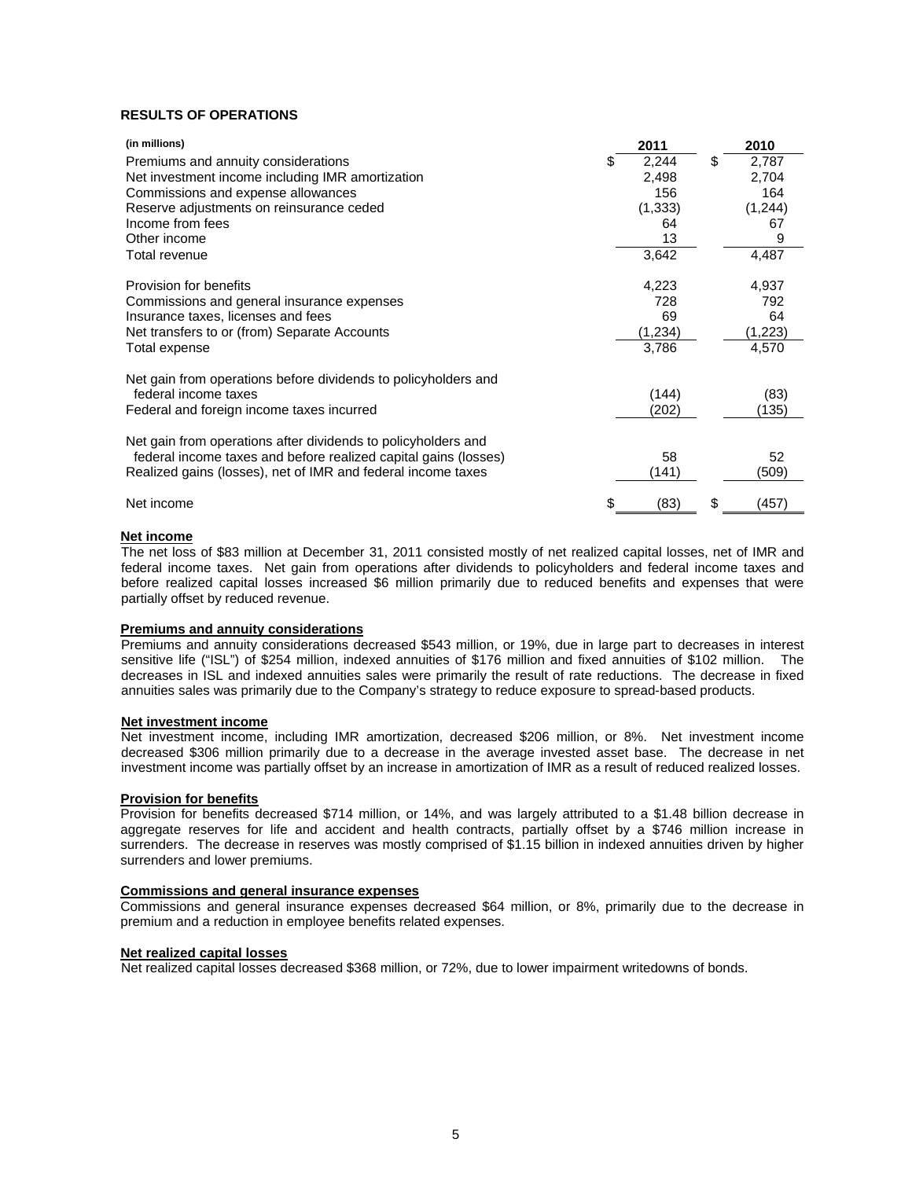## RESULTS OF OPERATIONS

| (in millions) | 2011 | 2010 |
|---|---|---|
| Premiums and annuity considerations | $ 2,244 | $ 2,787 |
| Net investment income including IMR amortization | 2,498 | 2,704 |
| Commissions and expense allowances | 156 | 164 |
| Reserve adjustments on reinsurance ceded | (1,333) | (1,244) |
| Income from fees | 64 | 67 |
| Other income | 13 | 9 |
| Total revenue | 3,642 | 4,487 |
| | | |
| Provision for benefits | 4,223 | 4,937 |
| Commissions and general insurance expenses | 728 | 792 |
| Insurance taxes, licenses and fees | 69 | 64 |
| Net transfers to or (from) Separate Accounts | (1,234) | (1,223) |
| Total expense | 3,786 | 4,570 |
| | | |
| Net gain from operations before dividends to policyholders and federal income taxes | (144) | (83) |
| Federal and foreign income taxes incurred | (202) | (135) |
| | | |
| Net gain from operations after dividends to policyholders and federal income taxes and before realized capital gains (losses) | 58 | 52 |
| Realized gains (losses), net of IMR and federal income taxes | (141) | (509) |
| | | |
| Net income | $ (83) | $ (457) |

**Net income**

The net loss of $83 million at December 31, 2011 consisted mostly of net realized capital losses, net of IMR and federal income taxes. Net gain from operations after dividends to policyholders and federal income taxes and before realized capital losses increased $6 million primarily due to reduced benefits and expenses that were partially offset by reduced revenue.

**Premiums and annuity considerations**

Premiums and annuity considerations decreased $543 million, or 19%, due in large part to decreases in interest sensitive life ("ISL") of $254 million, indexed annuities of $176 million and fixed annuities of $102 million. The decreases in ISL and indexed annuities sales were primarily the result of rate reductions. The decrease in fixed annuities sales was primarily due to the Company's strategy to reduce exposure to spread-based products.

**Net investment income**

Net investment income, including IMR amortization, decreased $206 million, or 8%. Net investment income decreased $306 million primarily due to a decrease in the average invested asset base. The decrease in net investment income was partially offset by an increase in amortization of IMR as a result of reduced realized losses.

**Provision for benefits**

Provision for benefits decreased $714 million, or 14%, and was largely attributed to a $1.48 billion decrease in aggregate reserves for life and accident and health contracts, partially offset by a $746 million increase in surrenders. The decrease in reserves was mostly comprised of $1.15 billion in indexed annuities driven by higher surrenders and lower premiums.

**Commissions and general insurance expenses**

Commissions and general insurance expenses decreased $64 million, or 8%, primarily due to the decrease in premium and a reduction in employee benefits related expenses.

**Net realized capital losses**

Net realized capital losses decreased $368 million, or 72%, due to lower impairment writedowns of bonds.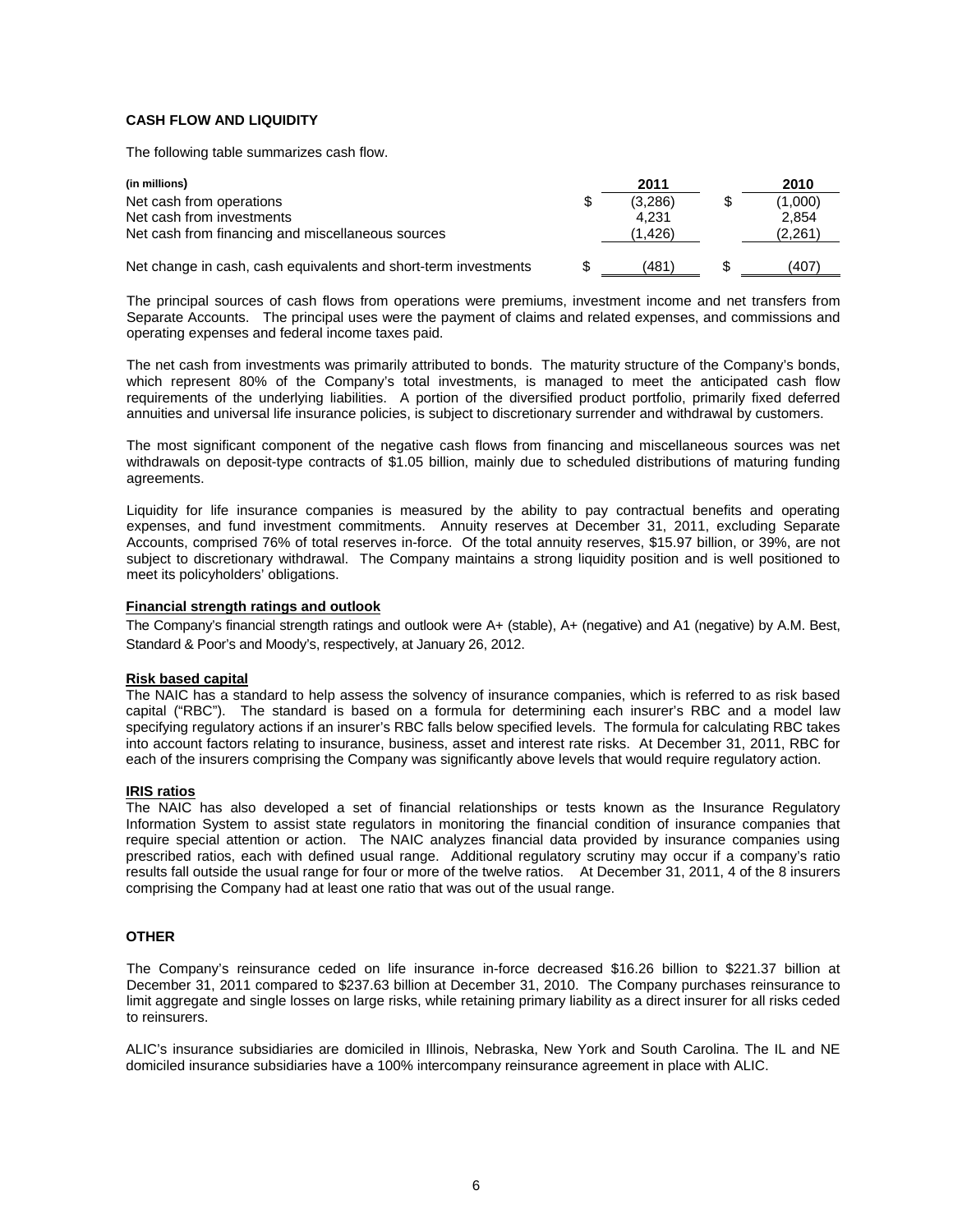**CASH FLOW AND LIQUIDITY**

The following table summarizes cash flow.

| (in millions) | 2011 | 2010 |
|---|---|---|
| Net cash from operations | $ (3,286) | $ (1,000) |
| Net cash from investments | 4,231 | 2,854 |
| Net cash from financing and miscellaneous sources | (1,426) | (2,261) |
| Net change in cash, cash equivalents and short-term investments | $ (481) | $ (407) |

The principal sources of cash flows from operations were premiums, investment income and net transfers from Separate Accounts. The principal uses were the payment of claims and related expenses, and commissions and operating expenses and federal income taxes paid.

The net cash from investments was primarily attributed to bonds. The maturity structure of the Company's bonds, which represent 80% of the Company's total investments, is managed to meet the anticipated cash flow requirements of the underlying liabilities. A portion of the diversified product portfolio, primarily fixed deferred annuities and universal life insurance policies, is subject to discretionary surrender and withdrawal by customers.

The most significant component of the negative cash flows from financing and miscellaneous sources was net withdrawals on deposit-type contracts of $1.05 billion, mainly due to scheduled distributions of maturing funding agreements.

Liquidity for life insurance companies is measured by the ability to pay contractual benefits and operating expenses, and fund investment commitments. Annuity reserves at December 31, 2011, excluding Separate Accounts, comprised 76% of total reserves in-force. Of the total annuity reserves, $15.97 billion, or 39%, are not subject to discretionary withdrawal. The Company maintains a strong liquidity position and is well positioned to meet its policyholders' obligations.

**Financial strength ratings and outlook**

The Company's financial strength ratings and outlook were A+ (stable), A+ (negative) and A1 (negative) by A.M. Best, Standard & Poor's and Moody's, respectively, at January 26, 2012.

**Risk based capital**

The NAIC has a standard to help assess the solvency of insurance companies, which is referred to as risk based capital ("RBC"). The standard is based on a formula for determining each insurer's RBC and a model law specifying regulatory actions if an insurer's RBC falls below specified levels. The formula for calculating RBC takes into account factors relating to insurance, business, asset and interest rate risks. At December 31, 2011, RBC for each of the insurers comprising the Company was significantly above levels that would require regulatory action.

**IRIS ratios**

The NAIC has also developed a set of financial relationships or tests known as the Insurance Regulatory Information System to assist state regulators in monitoring the financial condition of insurance companies that require special attention or action. The NAIC analyzes financial data provided by insurance companies using prescribed ratios, each with defined usual range. Additional regulatory scrutiny may occur if a company's ratio results fall outside the usual range for four or more of the twelve ratios. At December 31, 2011, 4 of the 8 insurers comprising the Company had at least one ratio that was out of the usual range.

**OTHER**

The Company's reinsurance ceded on life insurance in-force decreased $16.26 billion to $221.37 billion at December 31, 2011 compared to $237.63 billion at December 31, 2010. The Company purchases reinsurance to limit aggregate and single losses on large risks, while retaining primary liability as a direct insurer for all risks ceded to reinsurers.

ALIC's insurance subsidiaries are domiciled in Illinois, Nebraska, New York and South Carolina. The IL and NE domiciled insurance subsidiaries have a 100% intercompany reinsurance agreement in place with ALIC.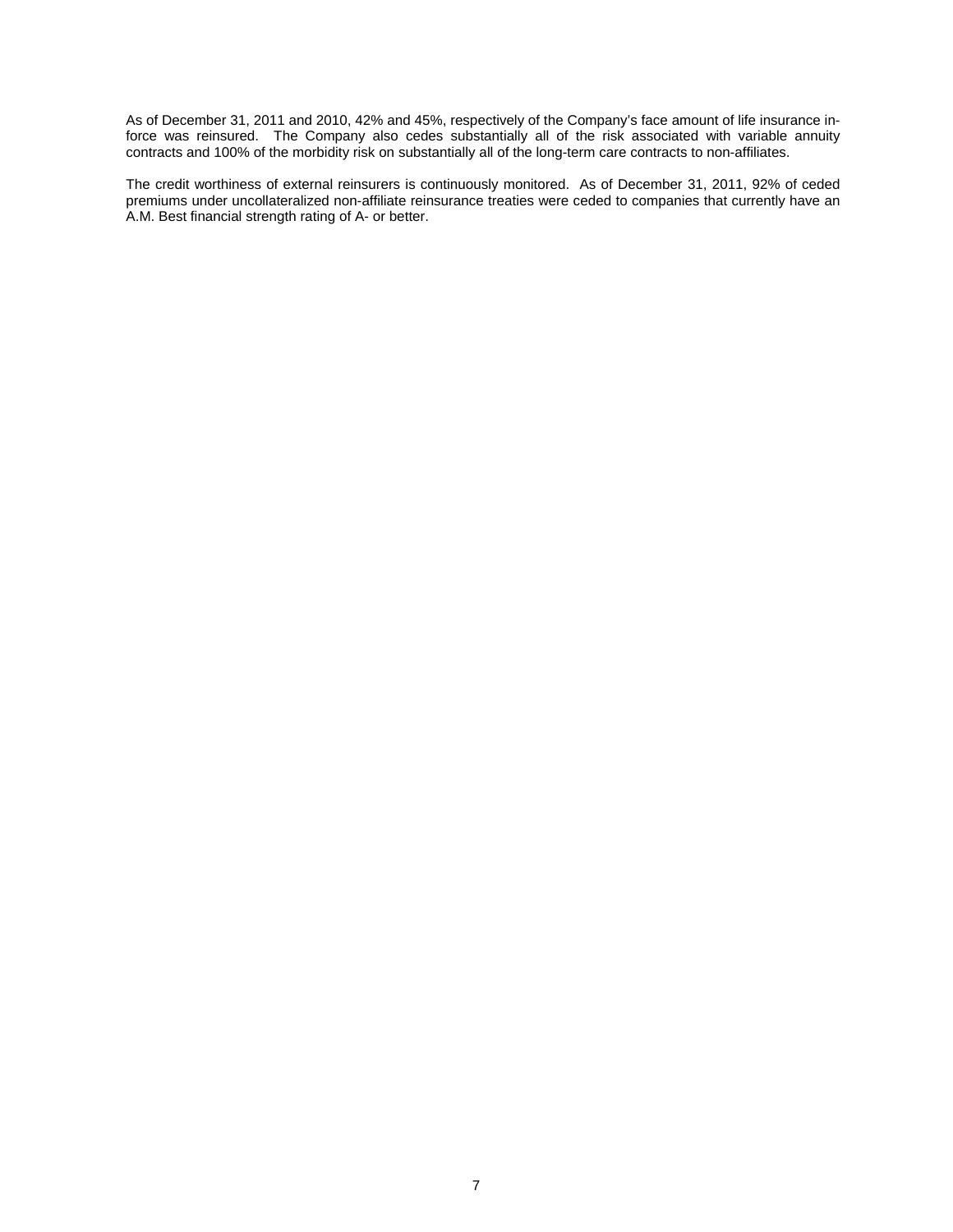As of December 31, 2011 and 2010, 42% and 45%, respectively of the Company's face amount of life insurance in-force was reinsured. The Company also cedes substantially all of the risk associated with variable annuity contracts and 100% of the morbidity risk on substantially all of the long-term care contracts to non-affiliates.

The credit worthiness of external reinsurers is continuously monitored. As of December 31, 2011, 92% of ceded premiums under uncollateralized non-affiliate reinsurance treaties were ceded to companies that currently have an A.M. Best financial strength rating of A- or better.